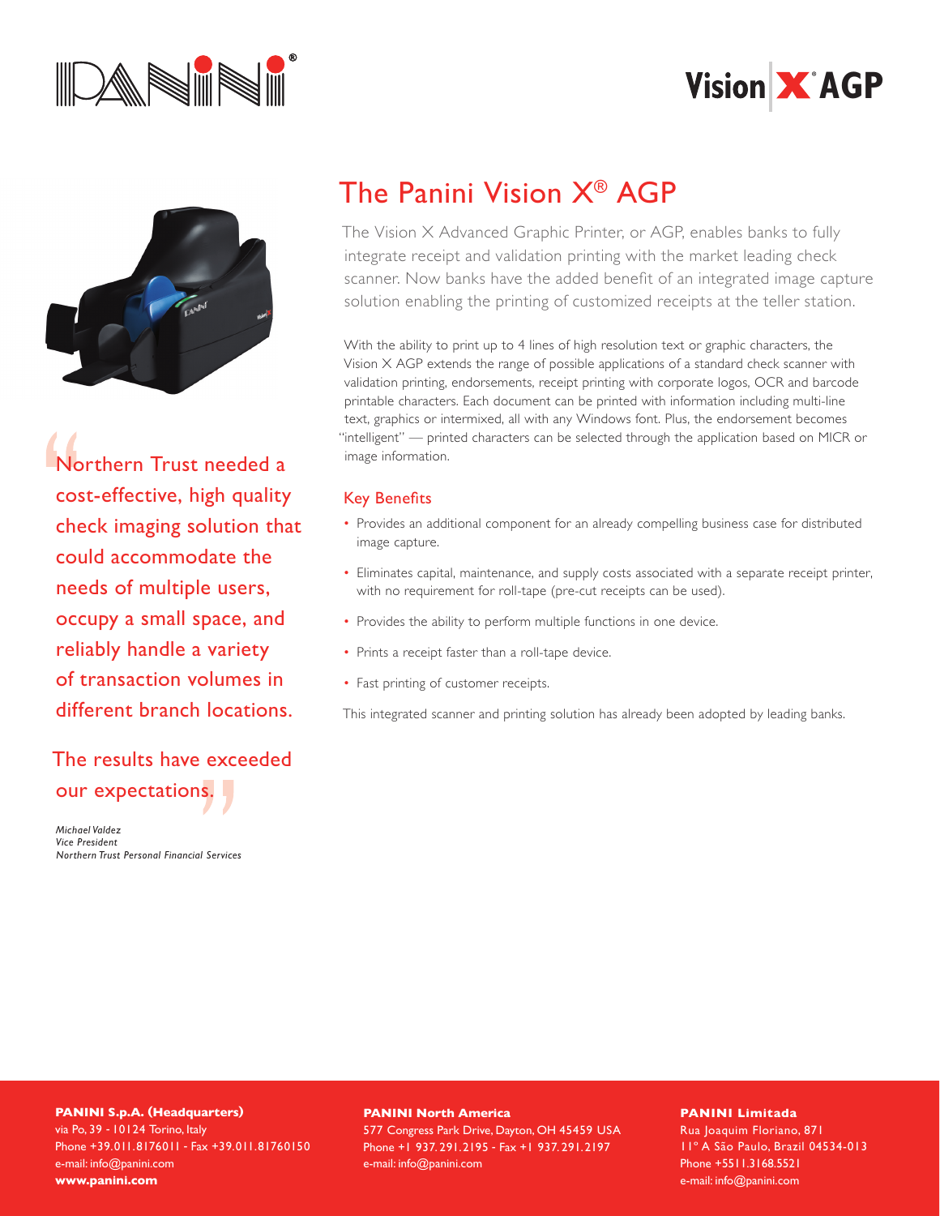PANINI®

Vision X® AGP

# The Panini Vision X® AGP

The Vision X Advanced Graphic Printer, or AGP, enables banks to fully integrate receipt and validation printing with the market leading check scanner. Now banks have the added benefit of an integrated image capture solution enabling the printing of customized receipts at the teller station.

With the ability to print up to 4 lines of high resolution text or graphic characters, the Vision X AGP extends the range of possible applications of a standard check scanner with validation printing, endorsements, receipt printing with corporate logos, OCR and barcode printable characters. Each document can be printed with information including multi-line text, graphics or intermixed, all with any Windows font. Plus, the endorsement becomes "intelligent" — printed characters can be selected through the application based on MICR or image information.

## Key Benefits

- Provides an additional component for an already compelling business case for distributed image capture.
- Eliminates capital, maintenance, and supply costs associated with a separate receipt printer, with no requirement for roll-tape (pre-cut receipts can be used).
- Provides the ability to perform multiple functions in one device.
- Prints a receipt faster than a roll-tape device.
- Fast printing of customer receipts.

This integrated scanner and printing solution has already been adopted by leading banks.

> "Northern Trust needed a cost-effective, high quality check imaging solution that could accommodate the needs of multiple users, occupy a small space, and reliably handle a variety of transaction volumes in different branch locations.
>
> The results have exceeded our expectations."

*Michael Valdez*
*Vice President*
*Northern Trust Personal Financial Services*

**PANINI S.p.A. (Headquarters)**
via Po, 39 - 10124 Torino, Italy
Phone +39.011.8176011 - Fax +39.011.81760150
e-mail: info@panini.com
**www.panini.com**

**PANINI North America**
577 Congress Park Drive, Dayton, OH 45459 USA
Phone +1 937.291.2195 - Fax +1 937.291.2197
e-mail: info@panini.com

**PANINI Limitada**
Rua Joaquim Floriano, 871
11° A São Paulo, Brazil 04534-013
Phone +5511.3168.5521
e-mail: info@panini.com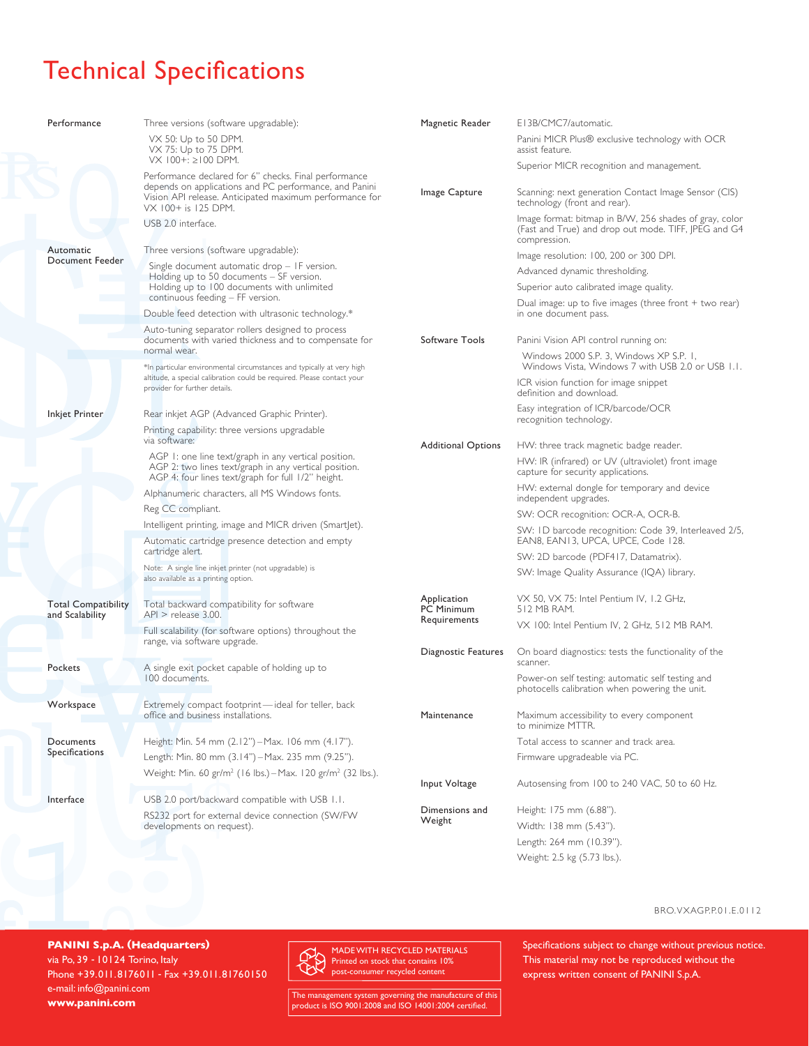# Technical Specifications

### Performance

Three versions (software upgradable):

- VX 50: Up to 50 DPM.
- VX 75: Up to 75 DPM.
- VX 100+: ≥100 DPM.

Performance declared for 6" checks. Final performance depends on applications and PC performance, and Panini Vision API release. Anticipated maximum performance for VX 100+ is 125 DPM.

USB 2.0 interface.

### Automatic Document Feeder

Three versions (software upgradable):

- Single document automatic drop – 1F version.
- Holding up to 50 documents – SF version.
- Holding up to 100 documents with unlimited continuous feeding – FF version.

Double feed detection with ultrasonic technology.*

Auto-tuning separator rollers designed to process documents with varied thickness and to compensate for normal wear.

*In particular environmental circumstances and typically at very high altitude, a special calibration could be required. Please contact your provider for further details.

### Inkjet Printer

Rear inkjet AGP (Advanced Graphic Printer).

Printing capability: three versions upgradable via software:

- AGP 1: one line text/graph in any vertical position.
- AGP 2: two lines text/graph in any vertical position.
- AGP 4: four lines text/graph for full 1/2" height.

Alphanumeric characters, all MS Windows fonts.

Reg CC compliant.

Intelligent printing, image and MICR driven (SmartJet).

Automatic cartridge presence detection and empty cartridge alert.

Note: A single line inkjet printer (not upgradable) is also available as a printing option.

### Total Compatibility and Scalability

Total backward compatibility for software API > release 3.00.

Full scalability (for software options) throughout the range, via software upgrade.

### Pockets

A single exit pocket capable of holding up to 100 documents.

### Workspace

Extremely compact footprint — ideal for teller, back office and business installations.

### Documents Specifications

Height: Min. 54 mm (2.12") – Max. 106 mm (4.17").

Length: Min. 80 mm (3.14") – Max. 235 mm (9.25").

Weight: Min. 60 gr/m² (16 lbs.) – Max. 120 gr/m² (32 lbs.).

### Interface

USB 2.0 port/backward compatible with USB 1.1.

RS232 port for external device connection (SW/FW developments on request).

### Magnetic Reader

E13B/CMC7/automatic.

Panini MICR Plus® exclusive technology with OCR assist feature.

Superior MICR recognition and management.

### Image Capture

Scanning: next generation Contact Image Sensor (CIS) technology (front and rear).

Image format: bitmap in B/W, 256 shades of gray, color (Fast and True) and drop out mode. TIFF, JPEG and G4 compression.

Image resolution: 100, 200 or 300 DPI.

Advanced dynamic thresholding.

Superior auto calibrated image quality.

Dual image: up to five images (three front + two rear) in one document pass.

### Software Tools

Panini Vision API control running on:

- Windows 2000 S.P. 3, Windows XP S.P. 1, Windows Vista, Windows 7 with USB 2.0 or USB 1.1.

ICR vision function for image snippet definition and download.

Easy integration of ICR/barcode/OCR recognition technology.

### Additional Options

HW: three track magnetic badge reader.

HW: IR (infrared) or UV (ultraviolet) front image capture for security applications.

HW: external dongle for temporary and device independent upgrades.

SW: OCR recognition: OCR-A, OCR-B.

SW: 1D barcode recognition: Code 39, Interleaved 2/5, EAN8, EAN13, UPCA, UPCE, Code 128.

SW: 2D barcode (PDF417, Datamatrix).

SW: Image Quality Assurance (IQA) library.

### Application PC Minimum Requirements

VX 50, VX 75: Intel Pentium IV, 1.2 GHz, 512 MB RAM.

VX 100: Intel Pentium IV, 2 GHz, 512 MB RAM.

### Diagnostic Features

On board diagnostics: tests the functionality of the scanner.

Power-on self testing: automatic self testing and photocells calibration when powering the unit.

### Maintenance

Maximum accessibility to every component to minimize MTTR.

Total access to scanner and track area.

Firmware upgradeable via PC.

### Input Voltage

Autosensing from 100 to 240 VAC, 50 to 60 Hz.

### Dimensions and Weight

Height: 175 mm (6.88").

Width: 138 mm (5.43").

Length: 264 mm (10.39").

Weight: 2.5 kg (5.73 lbs.).

BRO.VXAGP.P.01.E.0112

**PANINI S.p.A. (Headquarters)**
via Po, 39 - 10124 Torino, Italy
Phone +39.011.8176011 - Fax +39.011.81760150
e-mail: info@panini.com
**www.panini.com**

MADE WITH RECYCLED MATERIALS
Printed on stock that contains 10% post-consumer recycled content

The management system governing the manufacture of this product is ISO 9001:2008 and ISO 14001:2004 certified.

Specifications subject to change without previous notice. This material may not be reproduced without the express written consent of PANINI S.p.A.